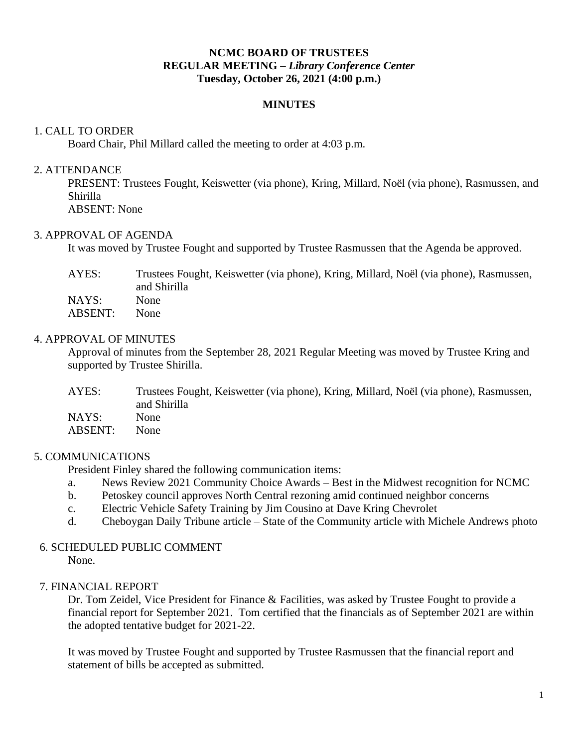**NCMC BOARD OF TRUSTEES**
**REGULAR MEETING – *Library Conference Center***
**Tuesday, October 26, 2021 (4:00 p.m.)**

## MINUTES

1. CALL TO ORDER

Board Chair, Phil Millard called the meeting to order at 4:03 p.m.

2. ATTENDANCE

PRESENT: Trustees Fought, Keiswetter (via phone), Kring, Millard, Noël (via phone), Rasmussen, and Shirilla
ABSENT: None

3. APPROVAL OF AGENDA

It was moved by Trustee Fought and supported by Trustee Rasmussen that the Agenda be approved.

| | |
|---|---|
| AYES: | Trustees Fought, Keiswetter (via phone), Kring, Millard, Noël (via phone), Rasmussen, and Shirilla |
| NAYS: | None |
| ABSENT: | None |

4. APPROVAL OF MINUTES

Approval of minutes from the September 28, 2021 Regular Meeting was moved by Trustee Kring and supported by Trustee Shirilla.

| | |
|---|---|
| AYES: | Trustees Fought, Keiswetter (via phone), Kring, Millard, Noël (via phone), Rasmussen, and Shirilla |
| NAYS: | None |
| ABSENT: | None |

5. COMMUNICATIONS

President Finley shared the following communication items:

a. News Review 2021 Community Choice Awards – Best in the Midwest recognition for NCMC
b. Petoskey council approves North Central rezoning amid continued neighbor concerns
c. Electric Vehicle Safety Training by Jim Cousino at Dave Kring Chevrolet
d. Cheboygan Daily Tribune article – State of the Community article with Michele Andrews photo

6. SCHEDULED PUBLIC COMMENT

None.

7. FINANCIAL REPORT

Dr. Tom Zeidel, Vice President for Finance & Facilities, was asked by Trustee Fought to provide a financial report for September 2021. Tom certified that the financials as of September 2021 are within the adopted tentative budget for 2021-22.

It was moved by Trustee Fought and supported by Trustee Rasmussen that the financial report and statement of bills be accepted as submitted.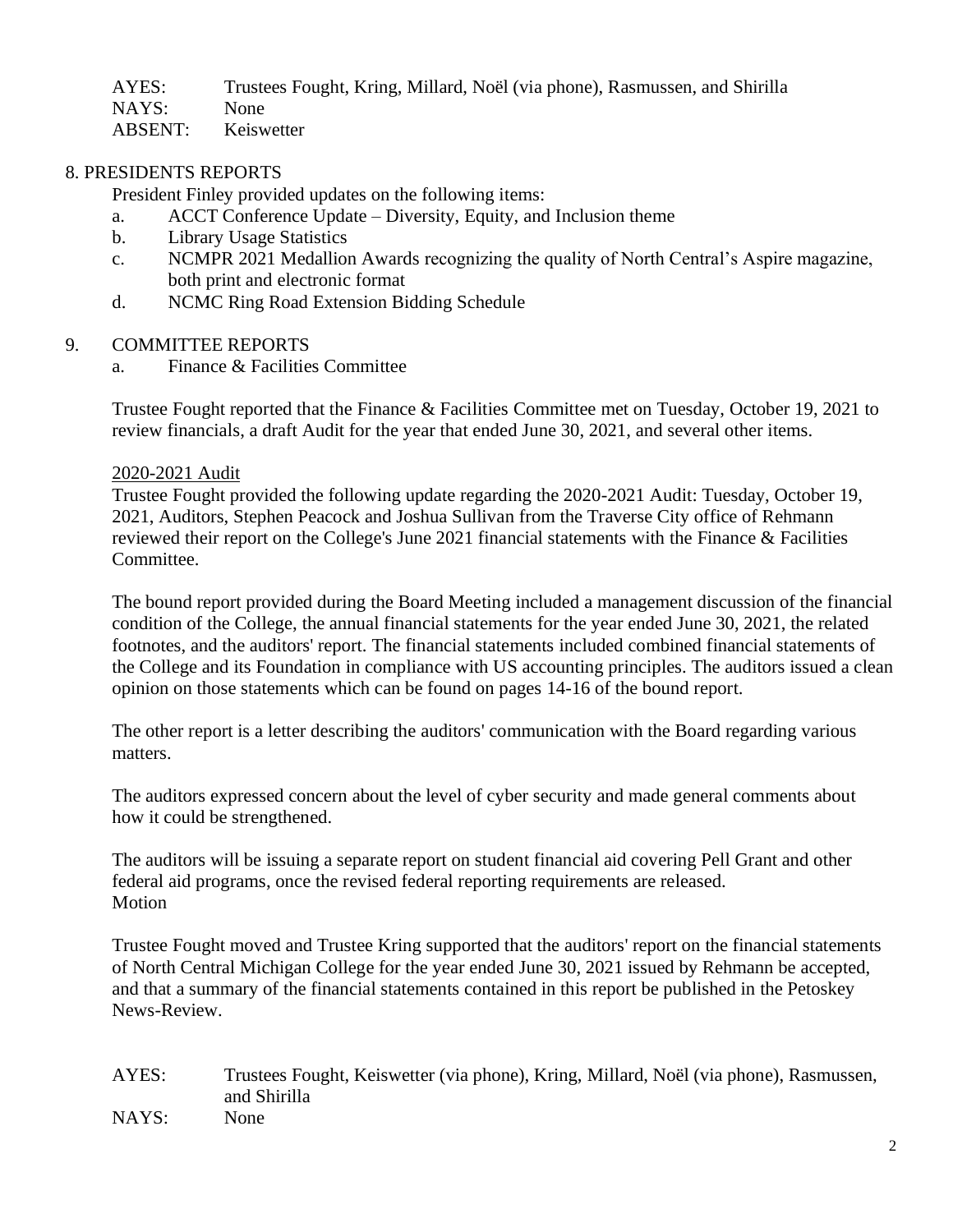AYES: Trustees Fought, Kring, Millard, Noël (via phone), Rasmussen, and Shirilla
NAYS: None
ABSENT: Keiswetter

## 8. PRESIDENTS REPORTS

President Finley provided updates on the following items:

a. ACCT Conference Update – Diversity, Equity, and Inclusion theme
b. Library Usage Statistics
c. NCMPR 2021 Medallion Awards recognizing the quality of North Central's Aspire magazine, both print and electronic format
d. NCMC Ring Road Extension Bidding Schedule

## 9. COMMITTEE REPORTS

a. Finance & Facilities Committee

Trustee Fought reported that the Finance & Facilities Committee met on Tuesday, October 19, 2021 to review financials, a draft Audit for the year that ended June 30, 2021, and several other items.

2020-2021 Audit

Trustee Fought provided the following update regarding the 2020-2021 Audit: Tuesday, October 19, 2021, Auditors, Stephen Peacock and Joshua Sullivan from the Traverse City office of Rehmann reviewed their report on the College's June 2021 financial statements with the Finance & Facilities Committee.

The bound report provided during the Board Meeting included a management discussion of the financial condition of the College, the annual financial statements for the year ended June 30, 2021, the related footnotes, and the auditors' report. The financial statements included combined financial statements of the College and its Foundation in compliance with US accounting principles. The auditors issued a clean opinion on those statements which can be found on pages 14-16 of the bound report.

The other report is a letter describing the auditors' communication with the Board regarding various matters.

The auditors expressed concern about the level of cyber security and made general comments about how it could be strengthened.

The auditors will be issuing a separate report on student financial aid covering Pell Grant and other federal aid programs, once the revised federal reporting requirements are released.
Motion

Trustee Fought moved and Trustee Kring supported that the auditors' report on the financial statements of North Central Michigan College for the year ended June 30, 2021 issued by Rehmann be accepted, and that a summary of the financial statements contained in this report be published in the Petoskey News-Review.

AYES: Trustees Fought, Keiswetter (via phone), Kring, Millard, Noël (via phone), Rasmussen, and Shirilla
NAYS: None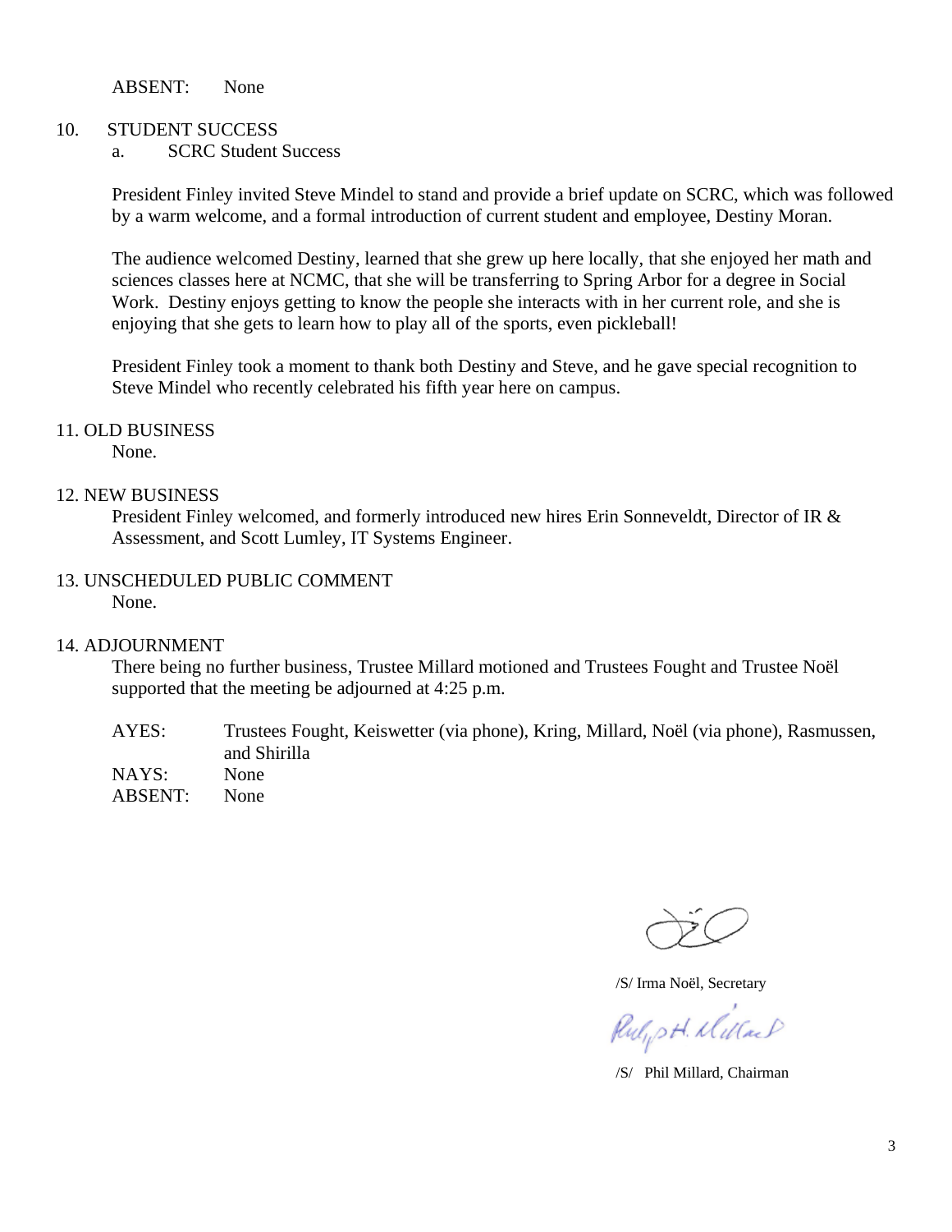ABSENT: None

10. STUDENT SUCCESS

    a. SCRC Student Success

President Finley invited Steve Mindel to stand and provide a brief update on SCRC, which was followed by a warm welcome, and a formal introduction of current student and employee, Destiny Moran.

The audience welcomed Destiny, learned that she grew up here locally, that she enjoyed her math and sciences classes here at NCMC, that she will be transferring to Spring Arbor for a degree in Social Work. Destiny enjoys getting to know the people she interacts with in her current role, and she is enjoying that she gets to learn how to play all of the sports, even pickleball!

President Finley took a moment to thank both Destiny and Steve, and he gave special recognition to Steve Mindel who recently celebrated his fifth year here on campus.

11. OLD BUSINESS

None.

12. NEW BUSINESS

President Finley welcomed, and formerly introduced new hires Erin Sonneveldt, Director of IR & Assessment, and Scott Lumley, IT Systems Engineer.

13. UNSCHEDULED PUBLIC COMMENT

None.

14. ADJOURNMENT

There being no further business, Trustee Millard motioned and Trustees Fought and Trustee Noël supported that the meeting be adjourned at 4:25 p.m.

AYES: Trustees Fought, Keiswetter (via phone), Kring, Millard, Noël (via phone), Rasmussen, and Shirilla

NAYS: None

ABSENT: None

/S/ Irma Noël, Secretary

/S/ Phil Millard, Chairman